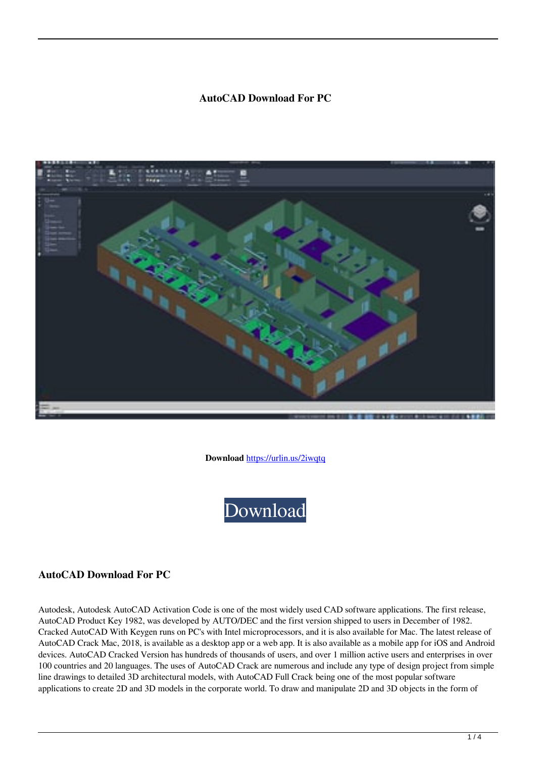# AutoCAD Download For PC

**Download** https://urlin.us/2iwqtq

Download

## AutoCAD Download For PC

Autodesk, Autodesk AutoCAD Activation Code is one of the most widely used CAD software applications. The first release, AutoCAD Product Key 1982, was developed by AUTO/DEC and the first version shipped to users in December of 1982. Cracked AutoCAD With Keygen runs on PC's with Intel microprocessors, and it is also available for Mac. The latest release of AutoCAD Crack Mac, 2018, is available as a desktop app or a web app. It is also available as a mobile app for iOS and Android devices. AutoCAD Cracked Version has hundreds of thousands of users, and over 1 million active users and enterprises in over 100 countries and 20 languages. The uses of AutoCAD Crack are numerous and include any type of design project from simple line drawings to detailed 3D architectural models, with AutoCAD Full Crack being one of the most popular software applications to create 2D and 3D models in the corporate world. To draw and manipulate 2D and 3D objects in the form of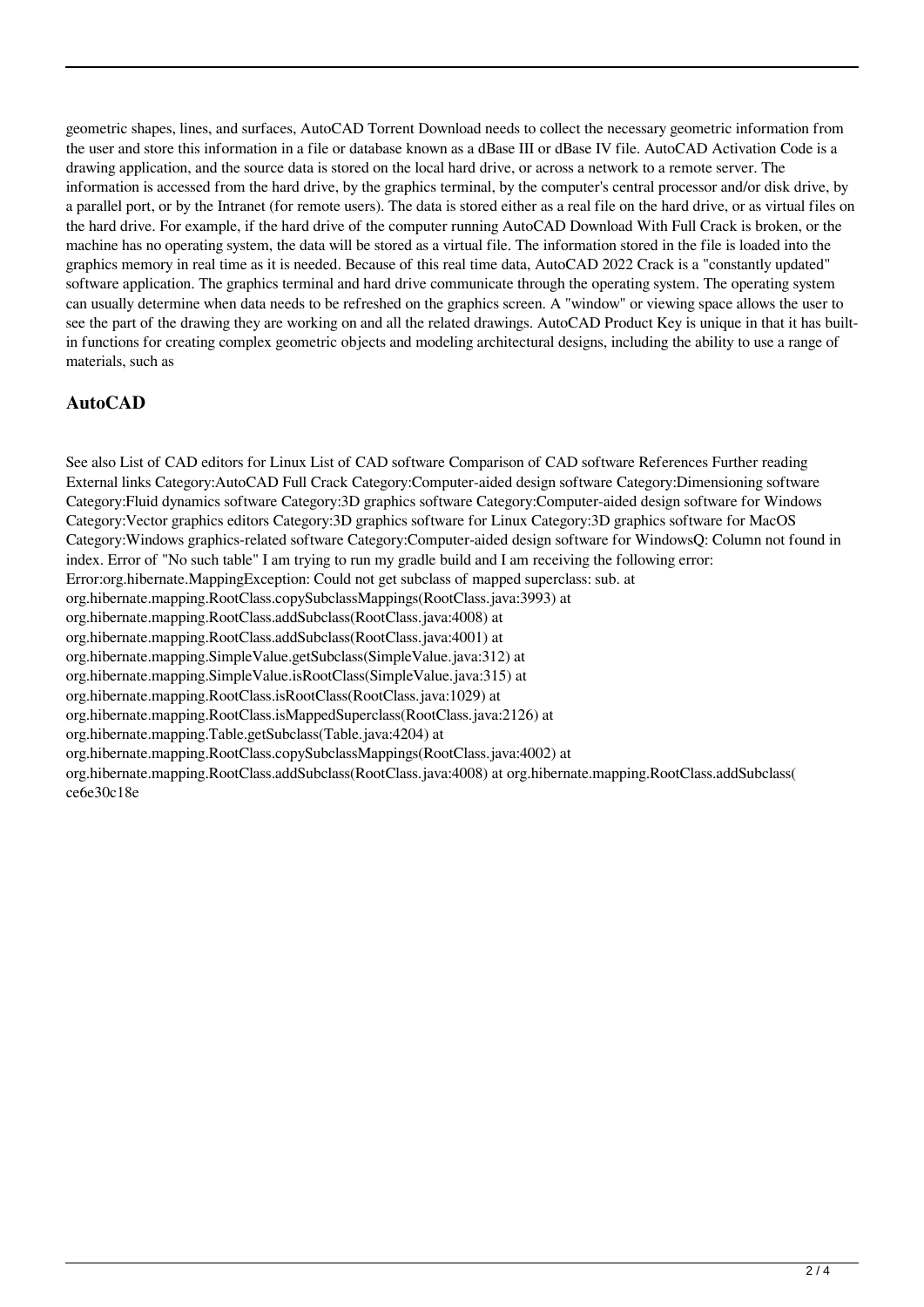geometric shapes, lines, and surfaces, AutoCAD Torrent Download needs to collect the necessary geometric information from the user and store this information in a file or database known as a dBase III or dBase IV file. AutoCAD Activation Code is a drawing application, and the source data is stored on the local hard drive, or across a network to a remote server. The information is accessed from the hard drive, by the graphics terminal, by the computer's central processor and/or disk drive, by a parallel port, or by the Intranet (for remote users). The data is stored either as a real file on the hard drive, or as virtual files on the hard drive. For example, if the hard drive of the computer running AutoCAD Download With Full Crack is broken, or the machine has no operating system, the data will be stored as a virtual file. The information stored in the file is loaded into the graphics memory in real time as it is needed. Because of this real time data, AutoCAD 2022 Crack is a "constantly updated" software application. The graphics terminal and hard drive communicate through the operating system. The operating system can usually determine when data needs to be refreshed on the graphics screen. A "window" or viewing space allows the user to see the part of the drawing they are working on and all the related drawings. AutoCAD Product Key is unique in that it has built-in functions for creating complex geometric objects and modeling architectural designs, including the ability to use a range of materials, such as

## AutoCAD

See also List of CAD editors for Linux List of CAD software Comparison of CAD software References Further reading External links Category:AutoCAD Full Crack Category:Computer-aided design software Category:Dimensioning software Category:Fluid dynamics software Category:3D graphics software Category:Computer-aided design software for Windows Category:Vector graphics editors Category:3D graphics software for Linux Category:3D graphics software for MacOS Category:Windows graphics-related software Category:Computer-aided design software for WindowsQ: Column not found in index. Error of "No such table" I am trying to run my gradle build and I am receiving the following error: Error:org.hibernate.MappingException: Could not get subclass of mapped superclass: sub. at org.hibernate.mapping.RootClass.copySubclassMappings(RootClass.java:3993) at org.hibernate.mapping.RootClass.addSubclass(RootClass.java:4008) at org.hibernate.mapping.RootClass.addSubclass(RootClass.java:4001) at org.hibernate.mapping.SimpleValue.getSubclass(SimpleValue.java:312) at org.hibernate.mapping.SimpleValue.isRootClass(SimpleValue.java:315) at org.hibernate.mapping.RootClass.isRootClass(RootClass.java:1029) at org.hibernate.mapping.RootClass.isMappedSuperclass(RootClass.java:2126) at org.hibernate.mapping.Table.getSubclass(Table.java:4204) at org.hibernate.mapping.RootClass.copySubclassMappings(RootClass.java:4002) at org.hibernate.mapping.RootClass.addSubclass(RootClass.java:4008) at org.hibernate.mapping.RootClass.addSubclass( ce6e30c18e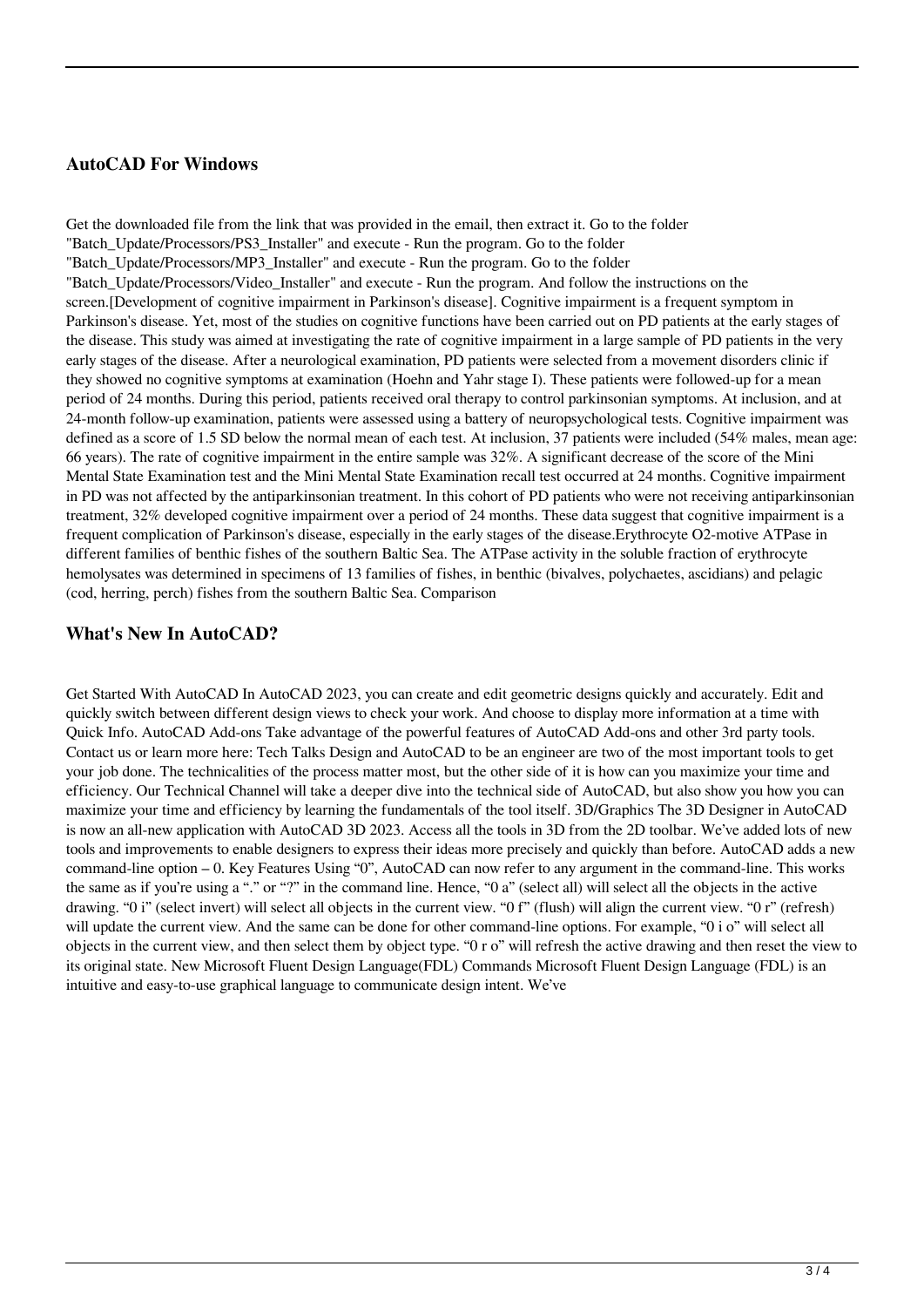## AutoCAD For Windows

Get the downloaded file from the link that was provided in the email, then extract it. Go to the folder "Batch_Update/Processors/PS3_Installer" and execute - Run the program. Go to the folder "Batch_Update/Processors/MP3_Installer" and execute - Run the program. Go to the folder "Batch_Update/Processors/Video_Installer" and execute - Run the program. And follow the instructions on the screen.[Development of cognitive impairment in Parkinson's disease]. Cognitive impairment is a frequent symptom in Parkinson's disease. Yet, most of the studies on cognitive functions have been carried out on PD patients at the early stages of the disease. This study was aimed at investigating the rate of cognitive impairment in a large sample of PD patients in the very early stages of the disease. After a neurological examination, PD patients were selected from a movement disorders clinic if they showed no cognitive symptoms at examination (Hoehn and Yahr stage I). These patients were followed-up for a mean period of 24 months. During this period, patients received oral therapy to control parkinsonian symptoms. At inclusion, and at 24-month follow-up examination, patients were assessed using a battery of neuropsychological tests. Cognitive impairment was defined as a score of 1.5 SD below the normal mean of each test. At inclusion, 37 patients were included (54% males, mean age: 66 years). The rate of cognitive impairment in the entire sample was 32%. A significant decrease of the score of the Mini Mental State Examination test and the Mini Mental State Examination recall test occurred at 24 months. Cognitive impairment in PD was not affected by the antiparkinsonian treatment. In this cohort of PD patients who were not receiving antiparkinsonian treatment, 32% developed cognitive impairment over a period of 24 months. These data suggest that cognitive impairment is a frequent complication of Parkinson's disease, especially in the early stages of the disease.Erythrocyte O2-motive ATPase in different families of benthic fishes of the southern Baltic Sea. The ATPase activity in the soluble fraction of erythrocyte hemolysates was determined in specimens of 13 families of fishes, in benthic (bivalves, polychaetes, ascidians) and pelagic (cod, herring, perch) fishes from the southern Baltic Sea. Comparison

## What's New In AutoCAD?

Get Started With AutoCAD In AutoCAD 2023, you can create and edit geometric designs quickly and accurately. Edit and quickly switch between different design views to check your work. And choose to display more information at a time with Quick Info. AutoCAD Add-ons Take advantage of the powerful features of AutoCAD Add-ons and other 3rd party tools. Contact us or learn more here: Tech Talks Design and AutoCAD to be an engineer are two of the most important tools to get your job done. The technicalities of the process matter most, but the other side of it is how can you maximize your time and efficiency. Our Technical Channel will take a deeper dive into the technical side of AutoCAD, but also show you how you can maximize your time and efficiency by learning the fundamentals of the tool itself. 3D/Graphics The 3D Designer in AutoCAD is now an all-new application with AutoCAD 3D 2023. Access all the tools in 3D from the 2D toolbar. We've added lots of new tools and improvements to enable designers to express their ideas more precisely and quickly than before. AutoCAD adds a new command-line option – 0. Key Features Using "0", AutoCAD can now refer to any argument in the command-line. This works the same as if you're using a "." or "?" in the command line. Hence, "0 a" (select all) will select all the objects in the active drawing. "0 i" (select invert) will select all objects in the current view. "0 f" (flush) will align the current view. "0 r" (refresh) will update the current view. And the same can be done for other command-line options. For example, "0 i o" will select all objects in the current view, and then select them by object type. "0 r o" will refresh the active drawing and then reset the view to its original state. New Microsoft Fluent Design Language(FDL) Commands Microsoft Fluent Design Language (FDL) is an intuitive and easy-to-use graphical language to communicate design intent. We've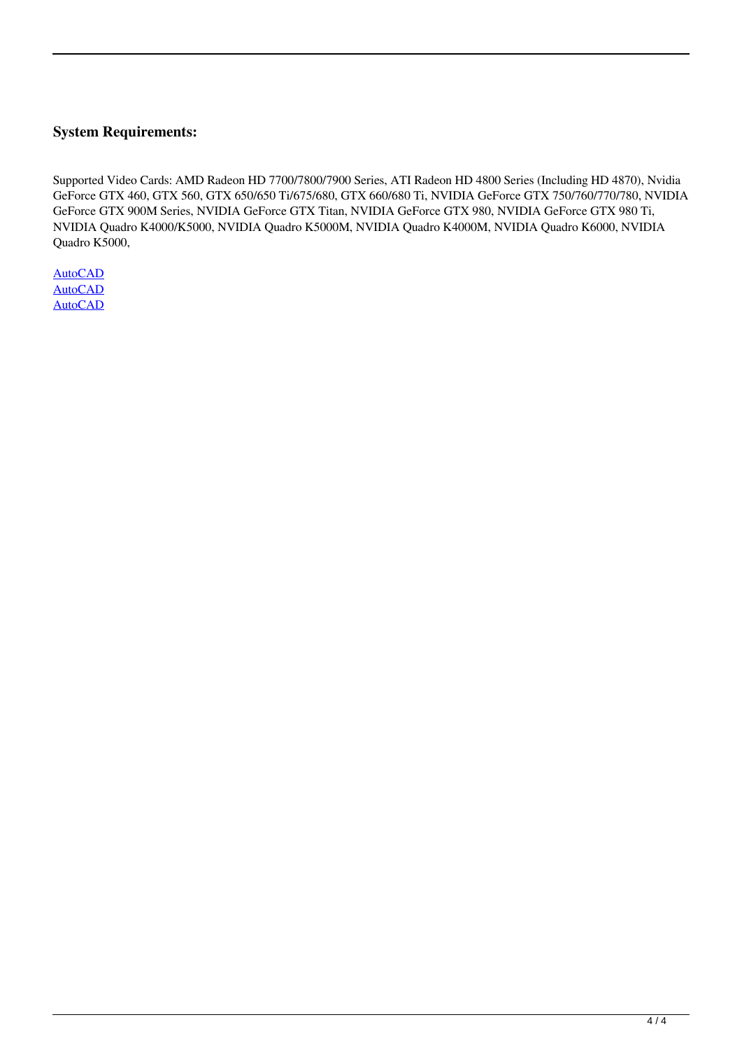### System Requirements:

Supported Video Cards: AMD Radeon HD 7700/7800/7900 Series, ATI Radeon HD 4800 Series (Including HD 4870), Nvidia GeForce GTX 460, GTX 560, GTX 650/650 Ti/675/680, GTX 660/680 Ti, NVIDIA GeForce GTX 750/760/770/780, NVIDIA GeForce GTX 900M Series, NVIDIA GeForce GTX Titan, NVIDIA GeForce GTX 980, NVIDIA GeForce GTX 980 Ti, NVIDIA Quadro K4000/K5000, NVIDIA Quadro K5000M, NVIDIA Quadro K4000M, NVIDIA Quadro K6000, NVIDIA Quadro K5000,

AutoCAD
AutoCAD
AutoCAD